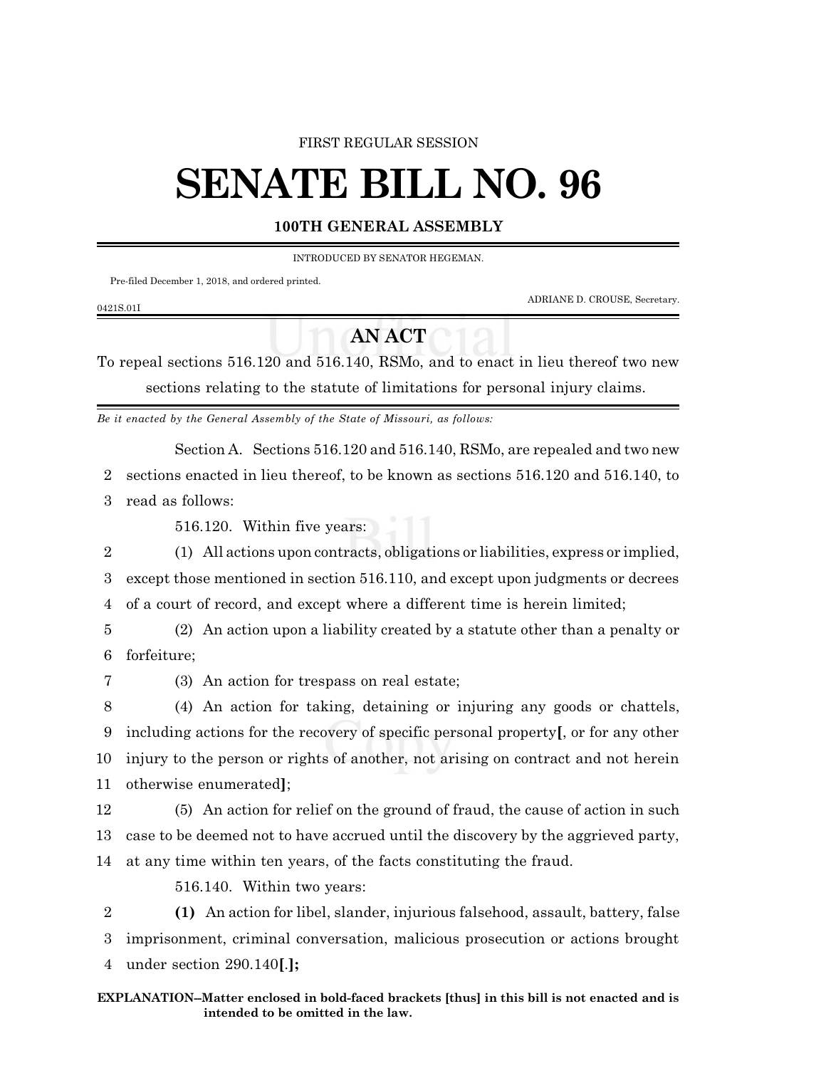FIRST REGULAR SESSION

# SENATE BILL NO. 96

**100TH GENERAL ASSEMBLY**

INTRODUCED BY SENATOR HEGEMAN.

Pre-filed December 1, 2018, and ordered printed.

ADRIANE D. CROUSE, Secretary.

0421S.01I

## AN ACT

To repeal sections 516.120 and 516.140, RSMo, and to enact in lieu thereof two new sections relating to the statute of limitations for personal injury claims.

*Be it enacted by the General Assembly of the State of Missouri, as follows:*

Section A. Sections 516.120 and 516.140, RSMo, are repealed and two new sections enacted in lieu thereof, to be known as sections 516.120 and 516.140, to read as follows:

516.120. Within five years:

(1) All actions upon contracts, obligations or liabilities, express or implied, except those mentioned in section 516.110, and except upon judgments or decrees of a court of record, and except where a different time is herein limited;

(2) An action upon a liability created by a statute other than a penalty or forfeiture;

(3) An action for trespass on real estate;

(4) An action for taking, detaining or injuring any goods or chattels, including actions for the recovery of specific personal property**[**, or for any other injury to the person or rights of another, not arising on contract and not herein otherwise enumerated**]**;

(5) An action for relief on the ground of fraud, the cause of action in such case to be deemed not to have accrued until the discovery by the aggrieved party, at any time within ten years, of the facts constituting the fraud.

516.140. Within two years:

**(1)** An action for libel, slander, injurious falsehood, assault, battery, false imprisonment, criminal conversation, malicious prosecution or actions brought under section 290.140**[**.**];**

**EXPLANATION–Matter enclosed in bold-faced brackets [thus] in this bill is not enacted and is intended to be omitted in the law.**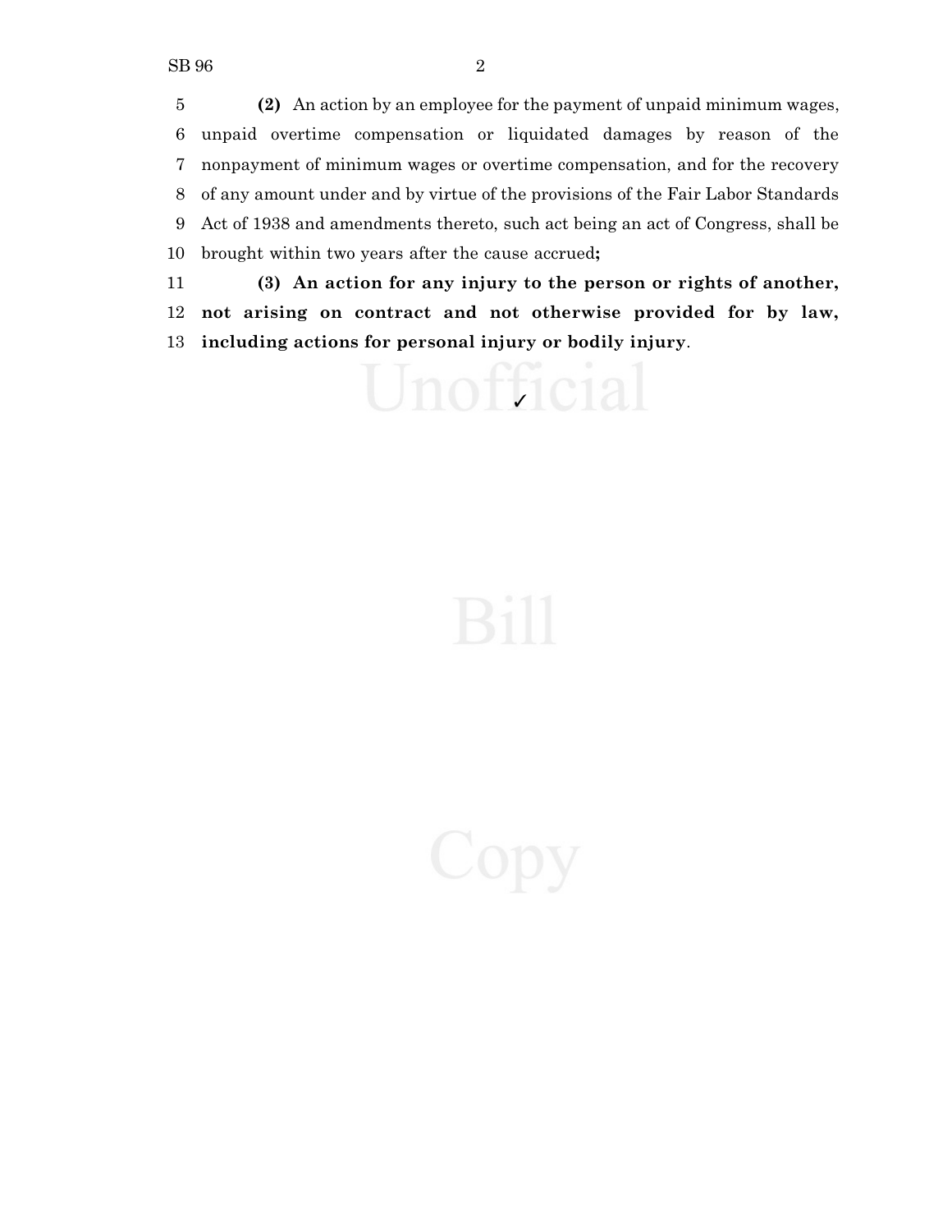**(2)** An action by an employee for the payment of unpaid minimum wages, unpaid overtime compensation or liquidated damages by reason of the nonpayment of minimum wages or overtime compensation, and for the recovery of any amount under and by virtue of the provisions of the Fair Labor Standards Act of 1938 and amendments thereto, such act being an act of Congress, shall be brought within two years after the cause accrued**;**

**(3) An action for any injury to the person or rights of another, not arising on contract and not otherwise provided for by law, including actions for personal injury or bodily injury**.

✓